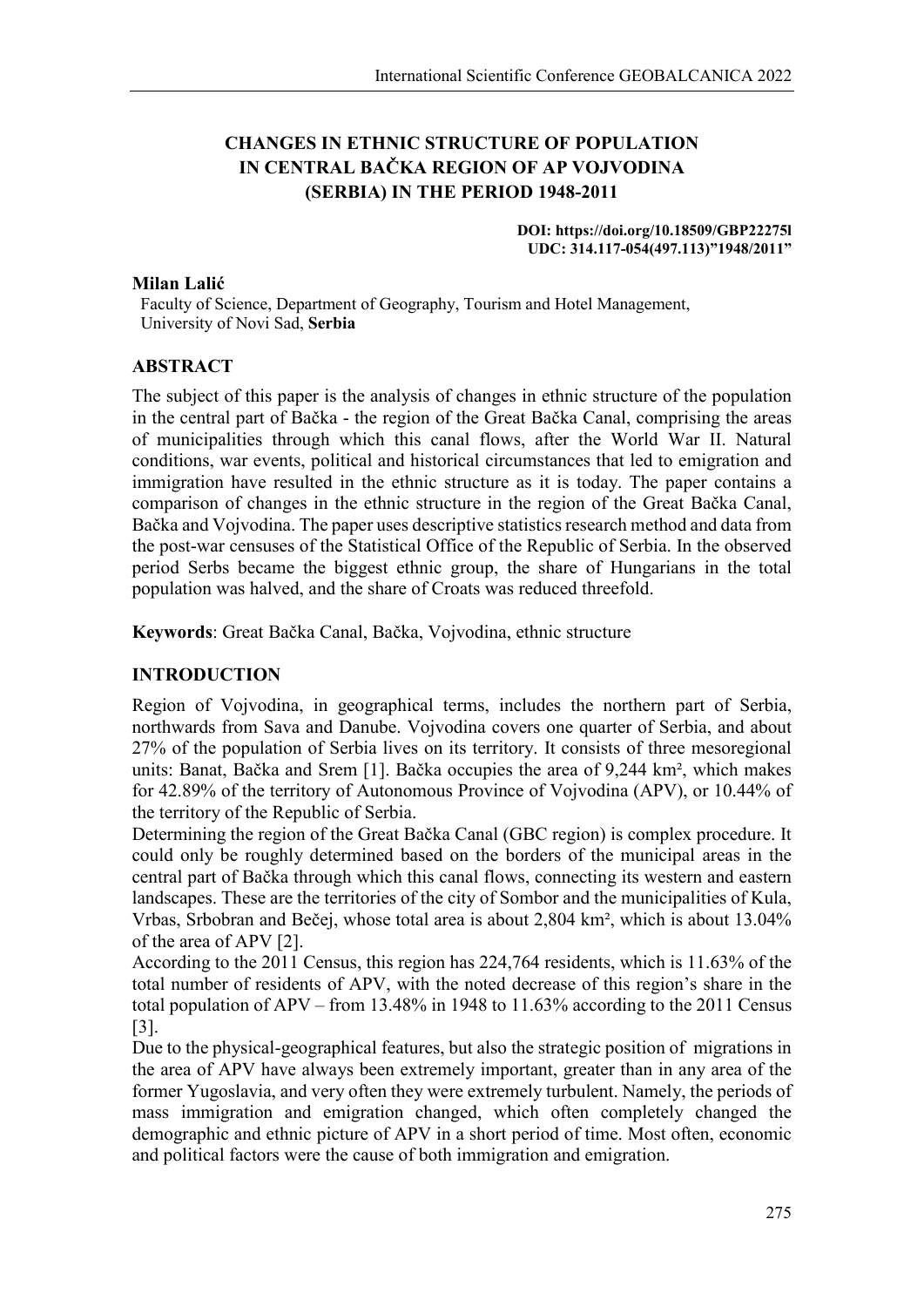# CHANGES IN ETHNIC STRUCTURE OF POPULATION IN CENTRAL BAČKA REGION OF AP VOJVODINA (SERBIA) IN THE PERIOD 1948-2011

**DOI: https://doi.org/10.18509/GBP22275l**
**UDC: 314.117-054(497.113)"1948/2011"**

**Milan Lalić**
Faculty of Science, Department of Geography, Tourism and Hotel Management, University of Novi Sad, **Serbia**

## ABSTRACT

The subject of this paper is the analysis of changes in ethnic structure of the population in the central part of Bačka - the region of the Great Bačka Canal, comprising the areas of municipalities through which this canal flows, after the World War II. Natural conditions, war events, political and historical circumstances that led to emigration and immigration have resulted in the ethnic structure as it is today. The paper contains a comparison of changes in the ethnic structure in the region of the Great Bačka Canal, Bačka and Vojvodina. The paper uses descriptive statistics research method and data from the post-war censuses of the Statistical Office of the Republic of Serbia. In the observed period Serbs became the biggest ethnic group, the share of Hungarians in the total population was halved, and the share of Croats was reduced threefold.

**Keywords**: Great Bačka Canal, Bačka, Vojvodina, ethnic structure

## INTRODUCTION

Region of Vojvodina, in geographical terms, includes the northern part of Serbia, northwards from Sava and Danube. Vojvodina covers one quarter of Serbia, and about 27% of the population of Serbia lives on its territory. It consists of three mesoregional units: Banat, Bačka and Srem [1]. Bačka occupies the area of 9,244 km², which makes for 42.89% of the territory of Autonomous Province of Vojvodina (APV), or 10.44% of the territory of the Republic of Serbia.

Determining the region of the Great Bačka Canal (GBC region) is complex procedure. It could only be roughly determined based on the borders of the municipal areas in the central part of Bačka through which this canal flows, connecting its western and eastern landscapes. These are the territories of the city of Sombor and the municipalities of Kula, Vrbas, Srbobran and Bečej, whose total area is about 2,804 km², which is about 13.04% of the area of APV [2].

According to the 2011 Census, this region has 224,764 residents, which is 11.63% of the total number of residents of APV, with the noted decrease of this region's share in the total population of APV – from 13.48% in 1948 to 11.63% according to the 2011 Census [3].

Due to the physical-geographical features, but also the strategic position of migrations in the area of APV have always been extremely important, greater than in any area of the former Yugoslavia, and very often they were extremely turbulent. Namely, the periods of mass immigration and emigration changed, which often completely changed the demographic and ethnic picture of APV in a short period of time. Most often, economic and political factors were the cause of both immigration and emigration.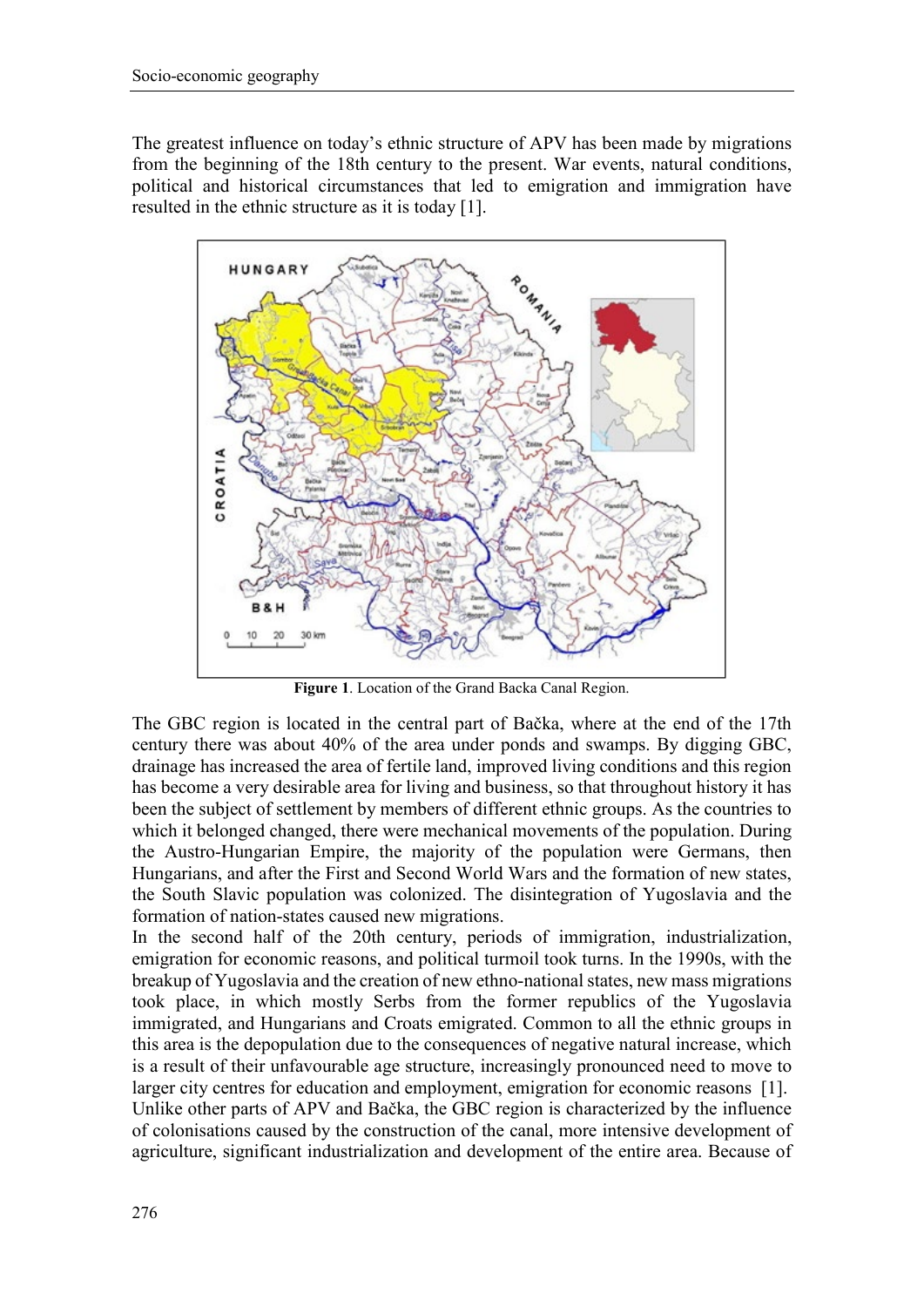The greatest influence on today's ethnic structure of APV has been made by migrations from the beginning of the 18th century to the present. War events, natural conditions, political and historical circumstances that led to emigration and immigration have resulted in the ethnic structure as it is today [1].

**Figure 1**. Location of the Grand Backa Canal Region.

The GBC region is located in the central part of Bačka, where at the end of the 17th century there was about 40% of the area under ponds and swamps. By digging GBC, drainage has increased the area of fertile land, improved living conditions and this region has become a very desirable area for living and business, so that throughout history it has been the subject of settlement by members of different ethnic groups. As the countries to which it belonged changed, there were mechanical movements of the population. During the Austro-Hungarian Empire, the majority of the population were Germans, then Hungarians, and after the First and Second World Wars and the formation of new states, the South Slavic population was colonized. The disintegration of Yugoslavia and the formation of nation-states caused new migrations.

In the second half of the 20th century, periods of immigration, industrialization, emigration for economic reasons, and political turmoil took turns. In the 1990s, with the breakup of Yugoslavia and the creation of new ethno-national states, new mass migrations took place, in which mostly Serbs from the former republics of the Yugoslavia immigrated, and Hungarians and Croats emigrated. Common to all the ethnic groups in this area is the depopulation due to the consequences of negative natural increase, which is a result of their unfavourable age structure, increasingly pronounced need to move to larger city centres for education and employment, emigration for economic reasons [1].

Unlike other parts of APV and Bačka, the GBC region is characterized by the influence of colonisations caused by the construction of the canal, more intensive development of agriculture, significant industrialization and development of the entire area. Because of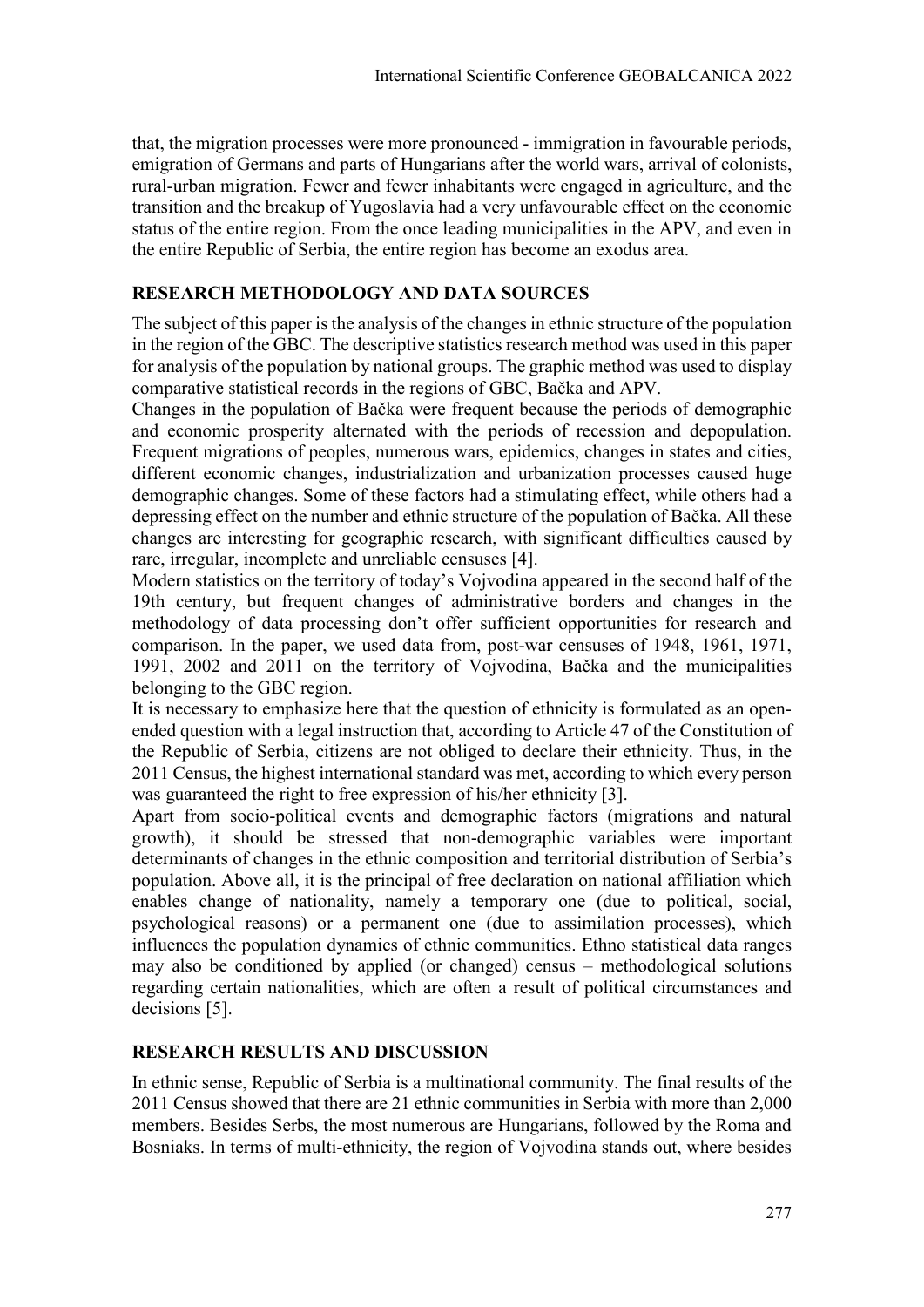that, the migration processes were more pronounced - immigration in favourable periods, emigration of Germans and parts of Hungarians after the world wars, arrival of colonists, rural-urban migration. Fewer and fewer inhabitants were engaged in agriculture, and the transition and the breakup of Yugoslavia had a very unfavourable effect on the economic status of the entire region. From the once leading municipalities in the APV, and even in the entire Republic of Serbia, the entire region has become an exodus area.

## RESEARCH METHODOLOGY AND DATA SOURCES

The subject of this paper is the analysis of the changes in ethnic structure of the population in the region of the GBC. The descriptive statistics research method was used in this paper for analysis of the population by national groups. The graphic method was used to display comparative statistical records in the regions of GBC, Bačka and APV.

Changes in the population of Bačka were frequent because the periods of demographic and economic prosperity alternated with the periods of recession and depopulation. Frequent migrations of peoples, numerous wars, epidemics, changes in states and cities, different economic changes, industrialization and urbanization processes caused huge demographic changes. Some of these factors had a stimulating effect, while others had a depressing effect on the number and ethnic structure of the population of Bačka. All these changes are interesting for geographic research, with significant difficulties caused by rare, irregular, incomplete and unreliable censuses [4].

Modern statistics on the territory of today's Vojvodina appeared in the second half of the 19th century, but frequent changes of administrative borders and changes in the methodology of data processing don't offer sufficient opportunities for research and comparison. In the paper, we used data from, post-war censuses of 1948, 1961, 1971, 1991, 2002 and 2011 on the territory of Vojvodina, Bačka and the municipalities belonging to the GBC region.

It is necessary to emphasize here that the question of ethnicity is formulated as an open-ended question with a legal instruction that, according to Article 47 of the Constitution of the Republic of Serbia, citizens are not obliged to declare their ethnicity. Thus, in the 2011 Census, the highest international standard was met, according to which every person was guaranteed the right to free expression of his/her ethnicity [3].

Apart from socio-political events and demographic factors (migrations and natural growth), it should be stressed that non-demographic variables were important determinants of changes in the ethnic composition and territorial distribution of Serbia's population. Above all, it is the principal of free declaration on national affiliation which enables change of nationality, namely a temporary one (due to political, social, psychological reasons) or a permanent one (due to assimilation processes), which influences the population dynamics of ethnic communities. Ethno statistical data ranges may also be conditioned by applied (or changed) census – methodological solutions regarding certain nationalities, which are often a result of political circumstances and decisions [5].

## RESEARCH RESULTS AND DISCUSSION

In ethnic sense, Republic of Serbia is a multinational community. The final results of the 2011 Census showed that there are 21 ethnic communities in Serbia with more than 2,000 members. Besides Serbs, the most numerous are Hungarians, followed by the Roma and Bosniaks. In terms of multi-ethnicity, the region of Vojvodina stands out, where besides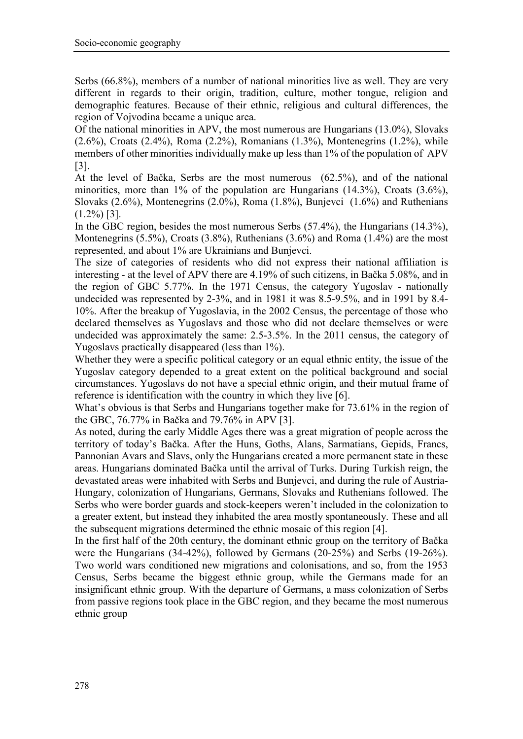Serbs (66.8%), members of a number of national minorities live as well. They are very different in regards to their origin, tradition, culture, mother tongue, religion and demographic features. Because of their ethnic, religious and cultural differences, the region of Vojvodina became a unique area.

Of the national minorities in APV, the most numerous are Hungarians (13.0%), Slovaks (2.6%), Croats (2.4%), Roma (2.2%), Romanians (1.3%), Montenegrins (1.2%), while members of other minorities individually make up less than 1% of the population of APV [3].

At the level of Bačka, Serbs are the most numerous (62.5%), and of the national minorities, more than 1% of the population are Hungarians (14.3%), Croats (3.6%), Slovaks (2.6%), Montenegrins (2.0%), Roma (1.8%), Bunjevci (1.6%) and Ruthenians (1.2%) [3].

In the GBC region, besides the most numerous Serbs (57.4%), the Hungarians (14.3%), Montenegrins (5.5%), Croats (3.8%), Ruthenians (3.6%) and Roma (1.4%) are the most represented, and about 1% are Ukrainians and Bunjevci.

The size of categories of residents who did not express their national affiliation is interesting - at the level of APV there are 4.19% of such citizens, in Bačka 5.08%, and in the region of GBC 5.77%. In the 1971 Census, the category Yugoslav - nationally undecided was represented by 2-3%, and in 1981 it was 8.5-9.5%, and in 1991 by 8.4-10%. After the breakup of Yugoslavia, in the 2002 Census, the percentage of those who declared themselves as Yugoslavs and those who did not declare themselves or were undecided was approximately the same: 2.5-3.5%. In the 2011 census, the category of Yugoslavs practically disappeared (less than 1%).

Whether they were a specific political category or an equal ethnic entity, the issue of the Yugoslav category depended to a great extent on the political background and social circumstances. Yugoslavs do not have a special ethnic origin, and their mutual frame of reference is identification with the country in which they live [6].

What's obvious is that Serbs and Hungarians together make for 73.61% in the region of the GBC, 76.77% in Bačka and 79.76% in APV [3].

As noted, during the early Middle Ages there was a great migration of people across the territory of today's Bačka. After the Huns, Goths, Alans, Sarmatians, Gepids, Francs, Pannonian Avars and Slavs, only the Hungarians created a more permanent state in these areas. Hungarians dominated Bačka until the arrival of Turks. During Turkish reign, the devastated areas were inhabited with Serbs and Bunjevci, and during the rule of Austria-Hungary, colonization of Hungarians, Germans, Slovaks and Ruthenians followed. The Serbs who were border guards and stock-keepers weren't included in the colonization to a greater extent, but instead they inhabited the area mostly spontaneously. These and all the subsequent migrations determined the ethnic mosaic of this region [4].

In the first half of the 20th century, the dominant ethnic group on the territory of Bačka were the Hungarians (34-42%), followed by Germans (20-25%) and Serbs (19-26%). Two world wars conditioned new migrations and colonisations, and so, from the 1953 Census, Serbs became the biggest ethnic group, while the Germans made for an insignificant ethnic group. With the departure of Germans, a mass colonization of Serbs from passive regions took place in the GBC region, and they became the most numerous ethnic group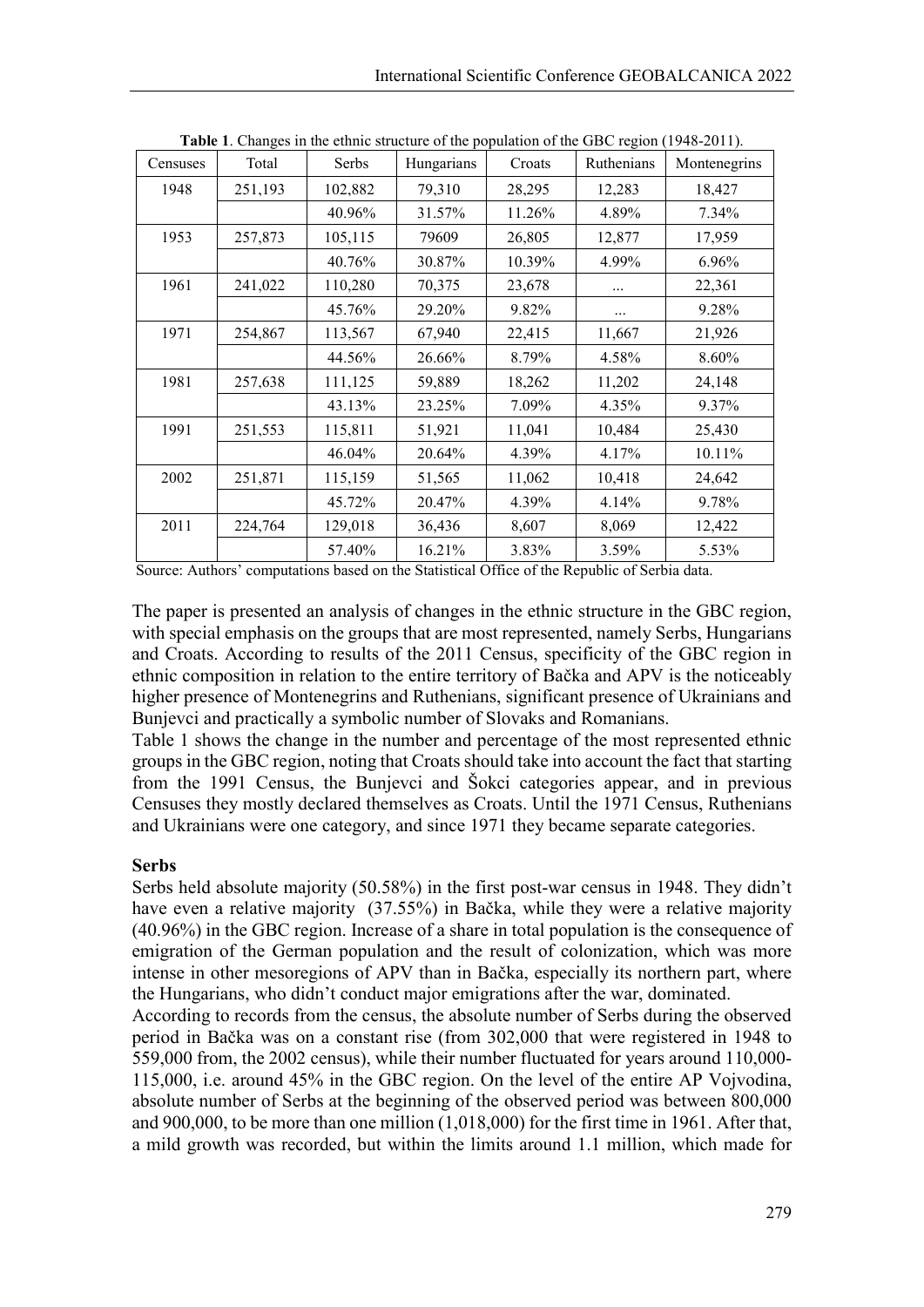**Table 1**. Changes in the ethnic structure of the population of the GBC region (1948-2011).

| Censuses | Total | Serbs | Hungarians | Croats | Ruthenians | Montenegrins |
|---|---|---|---|---|---|---|
| 1948 | 251,193 | 102,882 | 79,310 | 28,295 | 12,283 | 18,427 |
| | | 40.96% | 31.57% | 11.26% | 4.89% | 7.34% |
| 1953 | 257,873 | 105,115 | 79609 | 26,805 | 12,877 | 17,959 |
| | | 40.76% | 30.87% | 10.39% | 4.99% | 6.96% |
| 1961 | 241,022 | 110,280 | 70,375 | 23,678 | ... | 22,361 |
| | | 45.76% | 29.20% | 9.82% | ... | 9.28% |
| 1971 | 254,867 | 113,567 | 67,940 | 22,415 | 11,667 | 21,926 |
| | | 44.56% | 26.66% | 8.79% | 4.58% | 8.60% |
| 1981 | 257,638 | 111,125 | 59,889 | 18,262 | 11,202 | 24,148 |
| | | 43.13% | 23.25% | 7.09% | 4.35% | 9.37% |
| 1991 | 251,553 | 115,811 | 51,921 | 11,041 | 10,484 | 25,430 |
| | | 46.04% | 20.64% | 4.39% | 4.17% | 10.11% |
| 2002 | 251,871 | 115,159 | 51,565 | 11,062 | 10,418 | 24,642 |
| | | 45.72% | 20.47% | 4.39% | 4.14% | 9.78% |
| 2011 | 224,764 | 129,018 | 36,436 | 8,607 | 8,069 | 12,422 |
| | | 57.40% | 16.21% | 3.83% | 3.59% | 5.53% |

Source: Authors' computations based on the Statistical Office of the Republic of Serbia data.

The paper is presented an analysis of changes in the ethnic structure in the GBC region, with special emphasis on the groups that are most represented, namely Serbs, Hungarians and Croats. According to results of the 2011 Census, specificity of the GBC region in ethnic composition in relation to the entire territory of Bačka and APV is the noticeably higher presence of Montenegrins and Ruthenians, significant presence of Ukrainians and Bunjevci and practically a symbolic number of Slovaks and Romanians.

Table 1 shows the change in the number and percentage of the most represented ethnic groups in the GBC region, noting that Croats should take into account the fact that starting from the 1991 Census, the Bunjevci and Šokci categories appear, and in previous Censuses they mostly declared themselves as Croats. Until the 1971 Census, Ruthenians and Ukrainians were one category, and since 1971 they became separate categories.

**Serbs**

Serbs held absolute majority (50.58%) in the first post-war census in 1948. They didn't have even a relative majority (37.55%) in Bačka, while they were a relative majority (40.96%) in the GBC region. Increase of a share in total population is the consequence of emigration of the German population and the result of colonization, which was more intense in other mesoregions of APV than in Bačka, especially its northern part, where the Hungarians, who didn't conduct major emigrations after the war, dominated.

According to records from the census, the absolute number of Serbs during the observed period in Bačka was on a constant rise (from 302,000 that were registered in 1948 to 559,000 from, the 2002 census), while their number fluctuated for years around 110,000-115,000, i.e. around 45% in the GBC region. On the level of the entire AP Vojvodina, absolute number of Serbs at the beginning of the observed period was between 800,000 and 900,000, to be more than one million (1,018,000) for the first time in 1961. After that, a mild growth was recorded, but within the limits around 1.1 million, which made for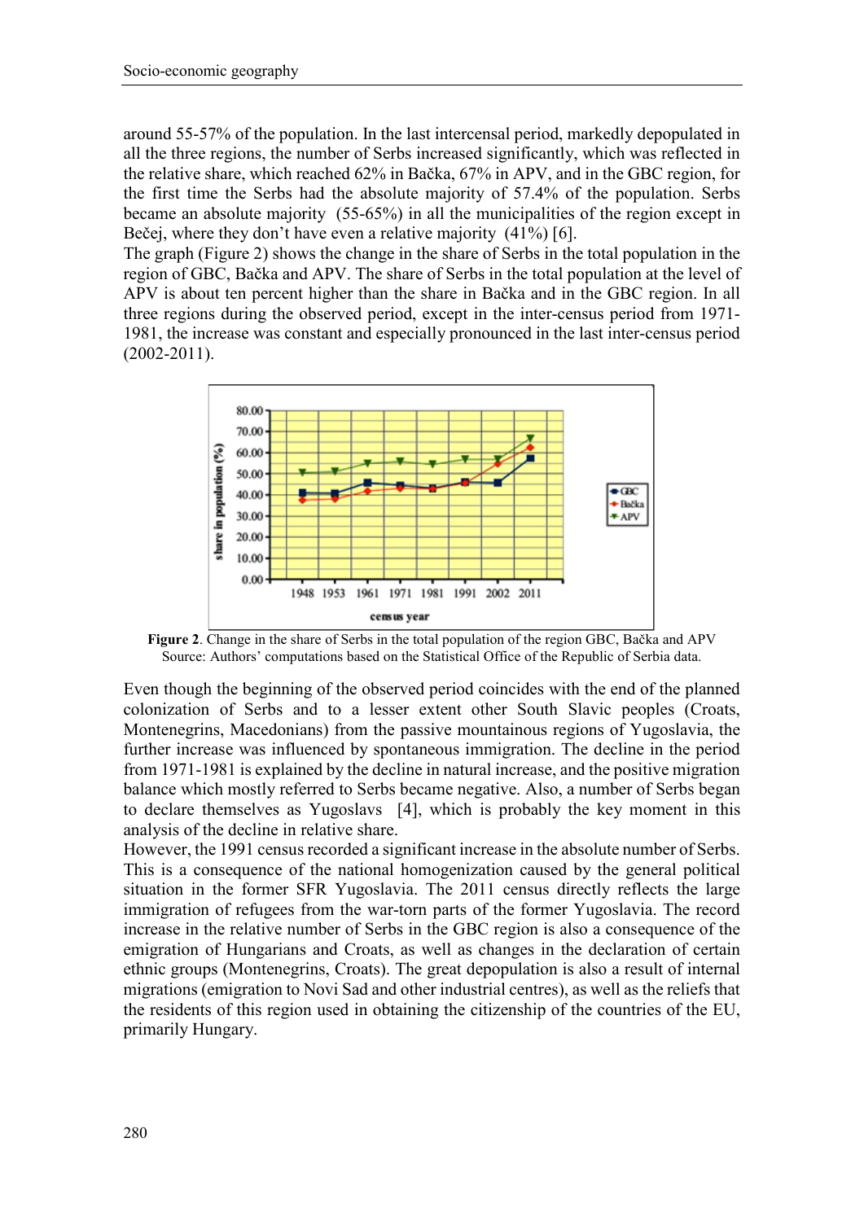around 55-57% of the population. In the last intercensal period, markedly depopulated in all the three regions, the number of Serbs increased significantly, which was reflected in the relative share, which reached 62% in Bačka, 67% in APV, and in the GBC region, for the first time the Serbs had the absolute majority of 57.4% of the population. Serbs became an absolute majority (55-65%) in all the municipalities of the region except in Bečej, where they don't have even a relative majority (41%) [6].

The graph (Figure 2) shows the change in the share of Serbs in the total population in the region of GBC, Bačka and APV. The share of Serbs in the total population at the level of APV is about ten percent higher than the share in Bačka and in the GBC region. In all three regions during the observed period, except in the inter-census period from 1971-1981, the increase was constant and especially pronounced in the last inter-census period (2002-2011).

**Figure 2**. Change in the share of Serbs in the total population of the region GBC, Bačka and APV
Source: Authors' computations based on the Statistical Office of the Republic of Serbia data.

Even though the beginning of the observed period coincides with the end of the planned colonization of Serbs and to a lesser extent other South Slavic peoples (Croats, Montenegrins, Macedonians) from the passive mountainous regions of Yugoslavia, the further increase was influenced by spontaneous immigration. The decline in the period from 1971-1981 is explained by the decline in natural increase, and the positive migration balance which mostly referred to Serbs became negative. Also, a number of Serbs began to declare themselves as Yugoslavs [4], which is probably the key moment in this analysis of the decline in relative share.

However, the 1991 census recorded a significant increase in the absolute number of Serbs. This is a consequence of the national homogenization caused by the general political situation in the former SFR Yugoslavia. The 2011 census directly reflects the large immigration of refugees from the war-torn parts of the former Yugoslavia. The record increase in the relative number of Serbs in the GBC region is also a consequence of the emigration of Hungarians and Croats, as well as changes in the declaration of certain ethnic groups (Montenegrins, Croats). The great depopulation is also a result of internal migrations (emigration to Novi Sad and other industrial centres), as well as the reliefs that the residents of this region used in obtaining the citizenship of the countries of the EU, primarily Hungary.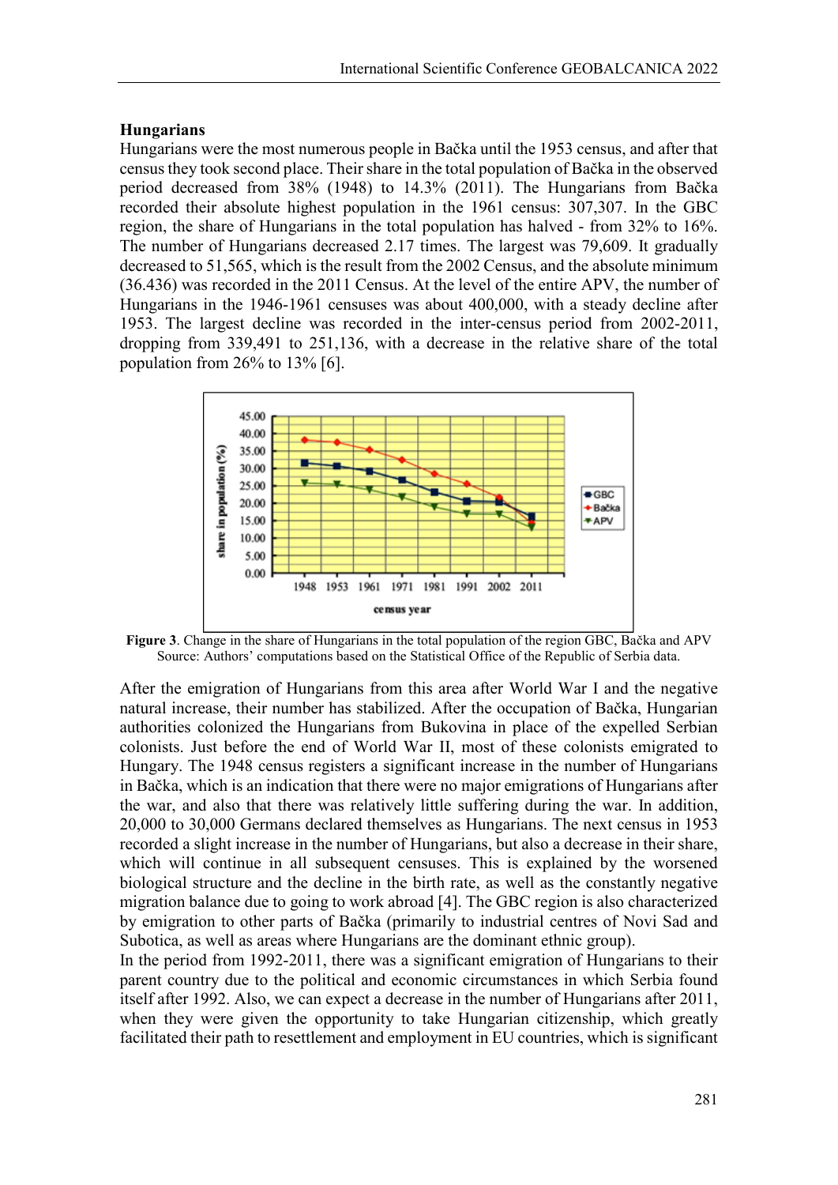### Hungarians

Hungarians were the most numerous people in Bačka until the 1953 census, and after that census they took second place. Their share in the total population of Bačka in the observed period decreased from 38% (1948) to 14.3% (2011). The Hungarians from Bačka recorded their absolute highest population in the 1961 census: 307,307. In the GBC region, the share of Hungarians in the total population has halved - from 32% to 16%. The number of Hungarians decreased 2.17 times. The largest was 79,609. It gradually decreased to 51,565, which is the result from the 2002 Census, and the absolute minimum (36.436) was recorded in the 2011 Census. At the level of the entire APV, the number of Hungarians in the 1946-1961 censuses was about 400,000, with a steady decline after 1953. The largest decline was recorded in the inter-census period from 2002-2011, dropping from 339,491 to 251,136, with a decrease in the relative share of the total population from 26% to 13% [6].

**Figure 3**. Change in the share of Hungarians in the total population of the region GBC, Bačka and APV
Source: Authors' computations based on the Statistical Office of the Republic of Serbia data.

After the emigration of Hungarians from this area after World War I and the negative natural increase, their number has stabilized. After the occupation of Bačka, Hungarian authorities colonized the Hungarians from Bukovina in place of the expelled Serbian colonists. Just before the end of World War II, most of these colonists emigrated to Hungary. The 1948 census registers a significant increase in the number of Hungarians in Bačka, which is an indication that there were no major emigrations of Hungarians after the war, and also that there was relatively little suffering during the war. In addition, 20,000 to 30,000 Germans declared themselves as Hungarians. The next census in 1953 recorded a slight increase in the number of Hungarians, but also a decrease in their share, which will continue in all subsequent censuses. This is explained by the worsened biological structure and the decline in the birth rate, as well as the constantly negative migration balance due to going to work abroad [4]. The GBC region is also characterized by emigration to other parts of Bačka (primarily to industrial centres of Novi Sad and Subotica, as well as areas where Hungarians are the dominant ethnic group).

In the period from 1992-2011, there was a significant emigration of Hungarians to their parent country due to the political and economic circumstances in which Serbia found itself after 1992. Also, we can expect a decrease in the number of Hungarians after 2011, when they were given the opportunity to take Hungarian citizenship, which greatly facilitated their path to resettlement and employment in EU countries, which is significant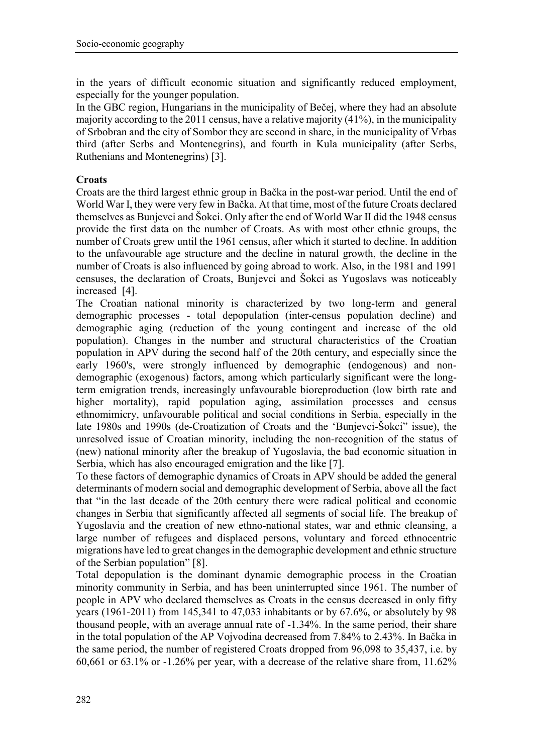in the years of difficult economic situation and significantly reduced employment, especially for the younger population.

In the GBC region, Hungarians in the municipality of Bečej, where they had an absolute majority according to the 2011 census, have a relative majority (41%), in the municipality of Srbobran and the city of Sombor they are second in share, in the municipality of Vrbas third (after Serbs and Montenegrins), and fourth in Kula municipality (after Serbs, Ruthenians and Montenegrins) [3].

**Croats**

Croats are the third largest ethnic group in Bačka in the post-war period. Until the end of World War I, they were very few in Bačka. At that time, most of the future Croats declared themselves as Bunjevci and Šokci. Only after the end of World War II did the 1948 census provide the first data on the number of Croats. As with most other ethnic groups, the number of Croats grew until the 1961 census, after which it started to decline. In addition to the unfavourable age structure and the decline in natural growth, the decline in the number of Croats is also influenced by going abroad to work. Also, in the 1981 and 1991 censuses, the declaration of Croats, Bunjevci and Šokci as Yugoslavs was noticeably increased [4].

The Croatian national minority is characterized by two long-term and general demographic processes - total depopulation (inter-census population decline) and demographic aging (reduction of the young contingent and increase of the old population). Changes in the number and structural characteristics of the Croatian population in APV during the second half of the 20th century, and especially since the early 1960's, were strongly influenced by demographic (endogenous) and non-demographic (exogenous) factors, among which particularly significant were the long-term emigration trends, increasingly unfavourable bioreproduction (low birth rate and higher mortality), rapid population aging, assimilation processes and census ethnomimicry, unfavourable political and social conditions in Serbia, especially in the late 1980s and 1990s (de-Croatization of Croats and the 'Bunjevci-Šokci" issue), the unresolved issue of Croatian minority, including the non-recognition of the status of (new) national minority after the breakup of Yugoslavia, the bad economic situation in Serbia, which has also encouraged emigration and the like [7].

To these factors of demographic dynamics of Croats in APV should be added the general determinants of modern social and demographic development of Serbia, above all the fact that "in the last decade of the 20th century there were radical political and economic changes in Serbia that significantly affected all segments of social life. The breakup of Yugoslavia and the creation of new ethno-national states, war and ethnic cleansing, a large number of refugees and displaced persons, voluntary and forced ethnocentric migrations have led to great changes in the demographic development and ethnic structure of the Serbian population" [8].

Total depopulation is the dominant dynamic demographic process in the Croatian minority community in Serbia, and has been uninterrupted since 1961. The number of people in APV who declared themselves as Croats in the census decreased in only fifty years (1961-2011) from 145,341 to 47,033 inhabitants or by 67.6%, or absolutely by 98 thousand people, with an average annual rate of -1.34%. In the same period, their share in the total population of the AP Vojvodina decreased from 7.84% to 2.43%. In Bačka in the same period, the number of registered Croats dropped from 96,098 to 35,437, i.e. by 60,661 or 63.1% or -1.26% per year, with a decrease of the relative share from, 11.62%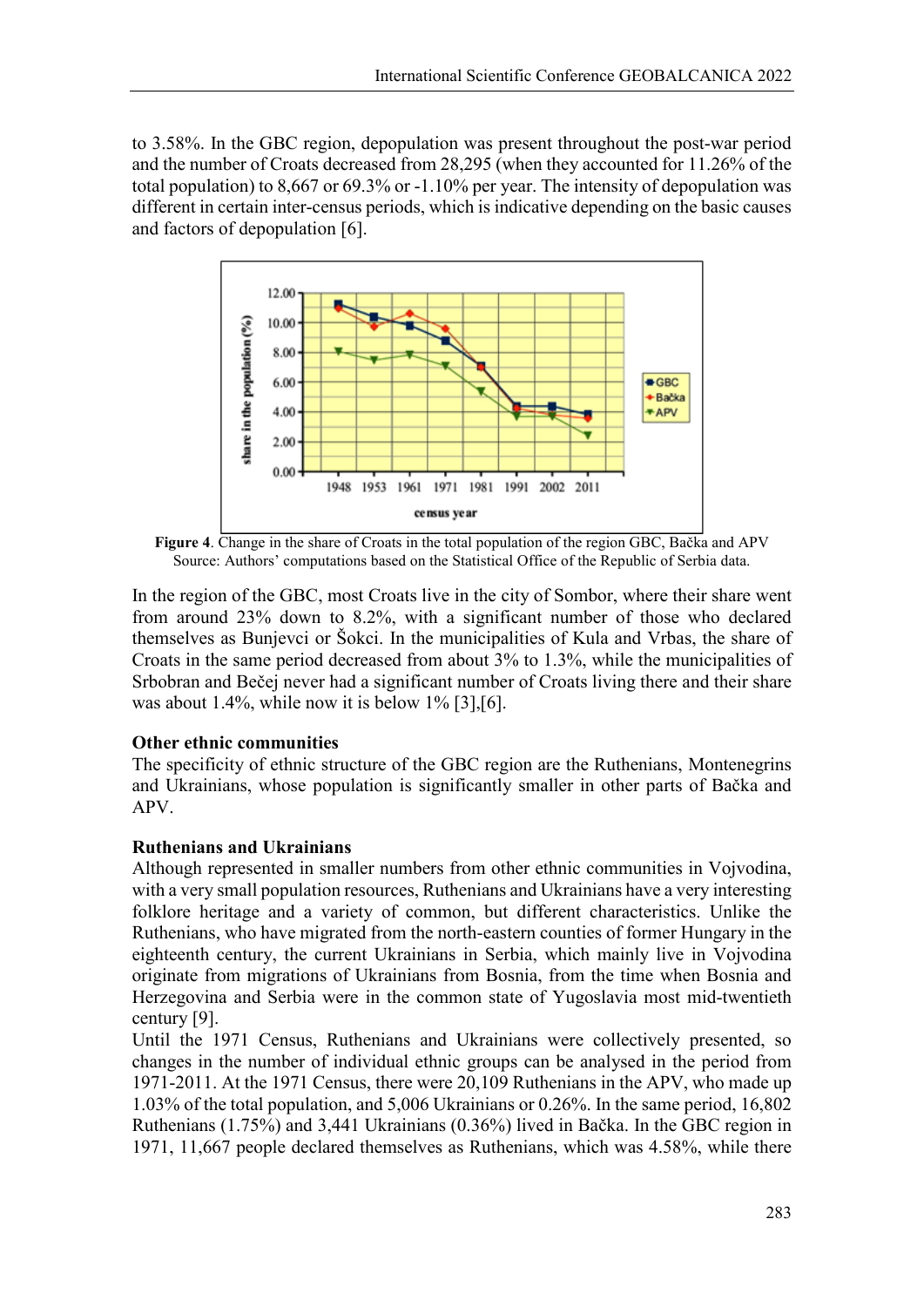to 3.58%. In the GBC region, depopulation was present throughout the post-war period and the number of Croats decreased from 28,295 (when they accounted for 11.26% of the total population) to 8,667 or 69.3% or -1.10% per year. The intensity of depopulation was different in certain inter-census periods, which is indicative depending on the basic causes and factors of depopulation [6].

**Figure 4**. Change in the share of Croats in the total population of the region GBC, Bačka and APV
Source: Authors' computations based on the Statistical Office of the Republic of Serbia data.

In the region of the GBC, most Croats live in the city of Sombor, where their share went from around 23% down to 8.2%, with a significant number of those who declared themselves as Bunjevci or Šokci. In the municipalities of Kula and Vrbas, the share of Croats in the same period decreased from about 3% to 1.3%, while the municipalities of Srbobran and Bečej never had a significant number of Croats living there and their share was about 1.4%, while now it is below 1% [3],[6].

**Other ethnic communities**

The specificity of ethnic structure of the GBC region are the Ruthenians, Montenegrins and Ukrainians, whose population is significantly smaller in other parts of Bačka and APV.

**Ruthenians and Ukrainians**

Although represented in smaller numbers from other ethnic communities in Vojvodina, with a very small population resources, Ruthenians and Ukrainians have a very interesting folklore heritage and a variety of common, but different characteristics. Unlike the Ruthenians, who have migrated from the north-eastern counties of former Hungary in the eighteenth century, the current Ukrainians in Serbia, which mainly live in Vojvodina originate from migrations of Ukrainians from Bosnia, from the time when Bosnia and Herzegovina and Serbia were in the common state of Yugoslavia most mid-twentieth century [9].

Until the 1971 Census, Ruthenians and Ukrainians were collectively presented, so changes in the number of individual ethnic groups can be analysed in the period from 1971-2011. At the 1971 Census, there were 20,109 Ruthenians in the APV, who made up 1.03% of the total population, and 5,006 Ukrainians or 0.26%. In the same period, 16,802 Ruthenians (1.75%) and 3,441 Ukrainians (0.36%) lived in Bačka. In the GBC region in 1971, 11,667 people declared themselves as Ruthenians, which was 4.58%, while there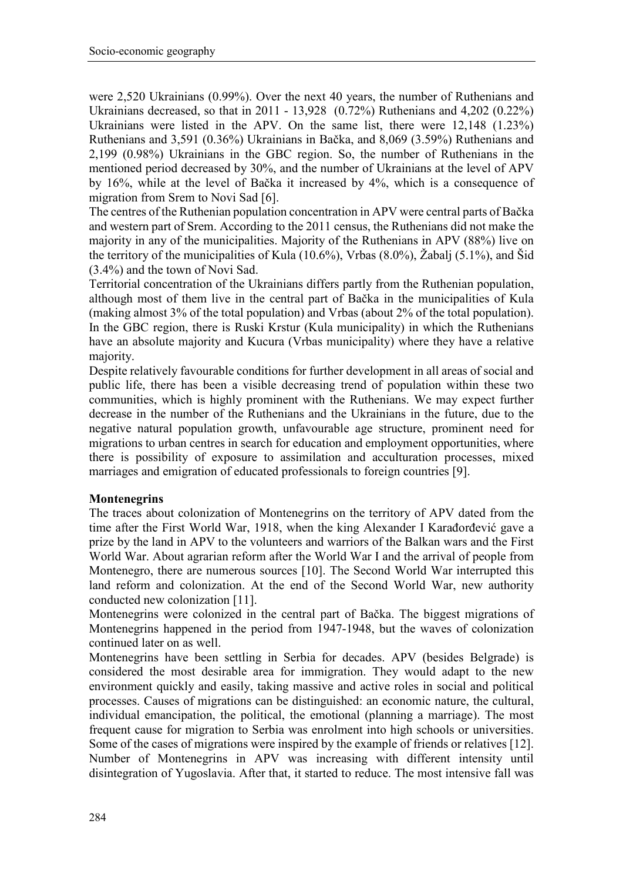were 2,520 Ukrainians (0.99%). Over the next 40 years, the number of Ruthenians and Ukrainians decreased, so that in 2011 - 13,928 (0.72%) Ruthenians and 4,202 (0.22%) Ukrainians were listed in the APV. On the same list, there were 12,148 (1.23%) Ruthenians and 3,591 (0.36%) Ukrainians in Bačka, and 8,069 (3.59%) Ruthenians and 2,199 (0.98%) Ukrainians in the GBC region. So, the number of Ruthenians in the mentioned period decreased by 30%, and the number of Ukrainians at the level of APV by 16%, while at the level of Bačka it increased by 4%, which is a consequence of migration from Srem to Novi Sad [6].

The centres of the Ruthenian population concentration in APV were central parts of Bačka and western part of Srem. According to the 2011 census, the Ruthenians did not make the majority in any of the municipalities. Majority of the Ruthenians in APV (88%) live on the territory of the municipalities of Kula (10.6%), Vrbas (8.0%), Žabalj (5.1%), and Šid (3.4%) and the town of Novi Sad.

Territorial concentration of the Ukrainians differs partly from the Ruthenian population, although most of them live in the central part of Bačka in the municipalities of Kula (making almost 3% of the total population) and Vrbas (about 2% of the total population). In the GBC region, there is Ruski Krstur (Kula municipality) in which the Ruthenians have an absolute majority and Kucura (Vrbas municipality) where they have a relative majority.

Despite relatively favourable conditions for further development in all areas of social and public life, there has been a visible decreasing trend of population within these two communities, which is highly prominent with the Ruthenians. We may expect further decrease in the number of the Ruthenians and the Ukrainians in the future, due to the negative natural population growth, unfavourable age structure, prominent need for migrations to urban centres in search for education and employment opportunities, where there is possibility of exposure to assimilation and acculturation processes, mixed marriages and emigration of educated professionals to foreign countries [9].

**Montenegrins**

The traces about colonization of Montenegrins on the territory of APV dated from the time after the First World War, 1918, when the king Alexander I Karađorđević gave a prize by the land in APV to the volunteers and warriors of the Balkan wars and the First World War. About agrarian reform after the World War I and the arrival of people from Montenegro, there are numerous sources [10]. The Second World War interrupted this land reform and colonization. At the end of the Second World War, new authority conducted new colonization [11].

Montenegrins were colonized in the central part of Bačka. The biggest migrations of Montenegrins happened in the period from 1947-1948, but the waves of colonization continued later on as well.

Montenegrins have been settling in Serbia for decades. APV (besides Belgrade) is considered the most desirable area for immigration. They would adapt to the new environment quickly and easily, taking massive and active roles in social and political processes. Causes of migrations can be distinguished: an economic nature, the cultural, individual emancipation, the political, the emotional (planning a marriage). The most frequent cause for migration to Serbia was enrolment into high schools or universities. Some of the cases of migrations were inspired by the example of friends or relatives [12].

Number of Montenegrins in APV was increasing with different intensity until disintegration of Yugoslavia. After that, it started to reduce. The most intensive fall was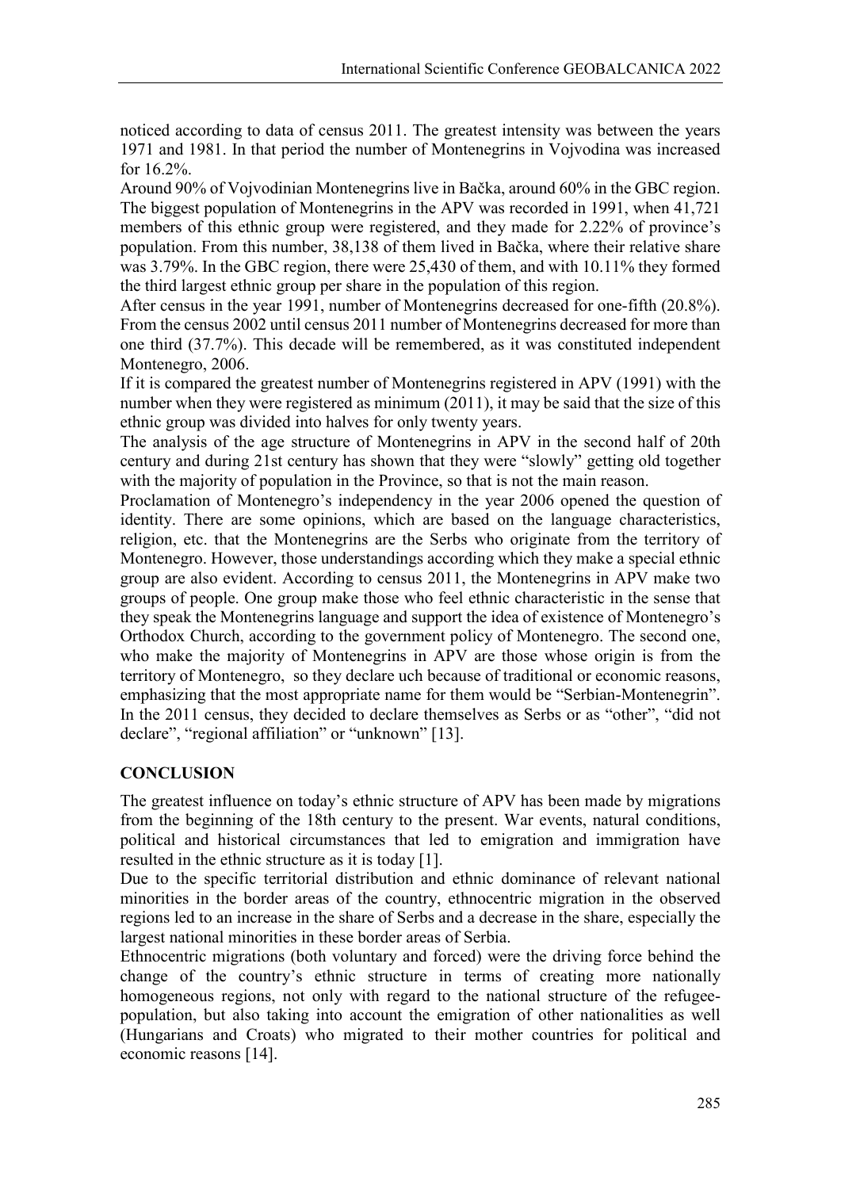noticed according to data of census 2011. The greatest intensity was between the years 1971 and 1981. In that period the number of Montenegrins in Vojvodina was increased for 16.2%.

Around 90% of Vojvodinian Montenegrins live in Bačka, around 60% in the GBC region. The biggest population of Montenegrins in the APV was recorded in 1991, when 41,721 members of this ethnic group were registered, and they made for 2.22% of province's population. From this number, 38,138 of them lived in Bačka, where their relative share was 3.79%. In the GBC region, there were 25,430 of them, and with 10.11% they formed the third largest ethnic group per share in the population of this region.

After census in the year 1991, number of Montenegrins decreased for one-fifth (20.8%). From the census 2002 until census 2011 number of Montenegrins decreased for more than one third (37.7%). This decade will be remembered, as it was constituted independent Montenegro, 2006.

If it is compared the greatest number of Montenegrins registered in APV (1991) with the number when they were registered as minimum (2011), it may be said that the size of this ethnic group was divided into halves for only twenty years.

The analysis of the age structure of Montenegrins in APV in the second half of 20th century and during 21st century has shown that they were "slowly" getting old together with the majority of population in the Province, so that is not the main reason.

Proclamation of Montenegro's independency in the year 2006 opened the question of identity. There are some opinions, which are based on the language characteristics, religion, etc. that the Montenegrins are the Serbs who originate from the territory of Montenegro. However, those understandings according which they make a special ethnic group are also evident. According to census 2011, the Montenegrins in APV make two groups of people. One group make those who feel ethnic characteristic in the sense that they speak the Montenegrins language and support the idea of existence of Montenegro's Orthodox Church, according to the government policy of Montenegro. The second one, who make the majority of Montenegrins in APV are those whose origin is from the territory of Montenegro, so they declare uch because of traditional or economic reasons, emphasizing that the most appropriate name for them would be "Serbian-Montenegrin". In the 2011 census, they decided to declare themselves as Serbs or as "other", "did not declare", "regional affiliation" or "unknown" [13].

## CONCLUSION

The greatest influence on today's ethnic structure of APV has been made by migrations from the beginning of the 18th century to the present. War events, natural conditions, political and historical circumstances that led to emigration and immigration have resulted in the ethnic structure as it is today [1].

Due to the specific territorial distribution and ethnic dominance of relevant national minorities in the border areas of the country, ethnocentric migration in the observed regions led to an increase in the share of Serbs and a decrease in the share, especially the largest national minorities in these border areas of Serbia.

Ethnocentric migrations (both voluntary and forced) were the driving force behind the change of the country's ethnic structure in terms of creating more nationally homogeneous regions, not only with regard to the national structure of the refugee-population, but also taking into account the emigration of other nationalities as well (Hungarians and Croats) who migrated to their mother countries for political and economic reasons [14].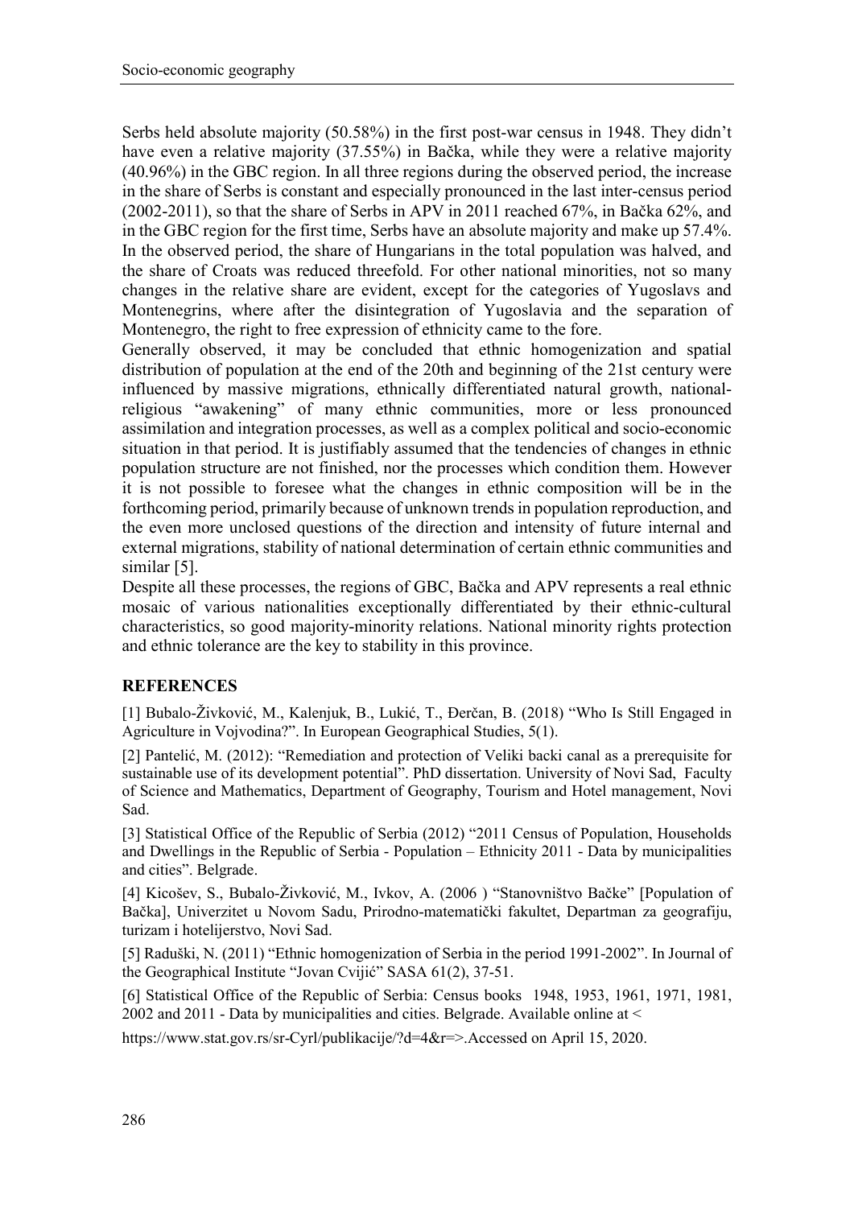Serbs held absolute majority (50.58%) in the first post-war census in 1948. They didn't have even a relative majority (37.55%) in Bačka, while they were a relative majority (40.96%) in the GBC region. In all three regions during the observed period, the increase in the share of Serbs is constant and especially pronounced in the last inter-census period (2002-2011), so that the share of Serbs in APV in 2011 reached 67%, in Bačka 62%, and in the GBC region for the first time, Serbs have an absolute majority and make up 57.4%. In the observed period, the share of Hungarians in the total population was halved, and the share of Croats was reduced threefold. For other national minorities, not so many changes in the relative share are evident, except for the categories of Yugoslavs and Montenegrins, where after the disintegration of Yugoslavia and the separation of Montenegro, the right to free expression of ethnicity came to the fore.

Generally observed, it may be concluded that ethnic homogenization and spatial distribution of population at the end of the 20th and beginning of the 21st century were influenced by massive migrations, ethnically differentiated natural growth, national-religious "awakening" of many ethnic communities, more or less pronounced assimilation and integration processes, as well as a complex political and socio-economic situation in that period. It is justifiably assumed that the tendencies of changes in ethnic population structure are not finished, nor the processes which condition them. However it is not possible to foresee what the changes in ethnic composition will be in the forthcoming period, primarily because of unknown trends in population reproduction, and the even more unclosed questions of the direction and intensity of future internal and external migrations, stability of national determination of certain ethnic communities and similar [5].

Despite all these processes, the regions of GBC, Bačka and APV represents a real ethnic mosaic of various nationalities exceptionally differentiated by their ethnic-cultural characteristics, so good majority-minority relations. National minority rights protection and ethnic tolerance are the key to stability in this province.

## REFERENCES

[1] Bubalo-Živković, M., Kalenjuk, B., Lukić, T., Đerčan, B. (2018) "Who Is Still Engaged in Agriculture in Vojvodina?". In European Geographical Studies, 5(1).

[2] Pantelić, M. (2012): "Remediation and protection of Veliki backi canal as a prerequisite for sustainable use of its development potential". PhD dissertation. University of Novi Sad, Faculty of Science and Mathematics, Department of Geography, Tourism and Hotel management, Novi Sad.

[3] Statistical Office of the Republic of Serbia (2012) "2011 Census of Population, Households and Dwellings in the Republic of Serbia - Population – Ethnicity 2011 - Data by municipalities and cities". Belgrade.

[4] Kicošev, S., Bubalo-Živković, M., Ivkov, A. (2006 ) "Stanovništvo Bačke" [Population of Bačka], Univerzitet u Novom Sadu, Prirodno-matematički fakultet, Departman za geografiju, turizam i hotelijerstvo, Novi Sad.

[5] Raduški, N. (2011) "Ethnic homogenization of Serbia in the period 1991-2002". In Journal of the Geographical Institute "Jovan Cvijić" SASA 61(2), 37-51.

[6] Statistical Office of the Republic of Serbia: Census books 1948, 1953, 1961, 1971, 1981, 2002 and 2011 - Data by municipalities and cities. Belgrade. Available online at <

https://www.stat.gov.rs/sr-Cyrl/publikacije/?d=4&r=>.Accessed on April 15, 2020.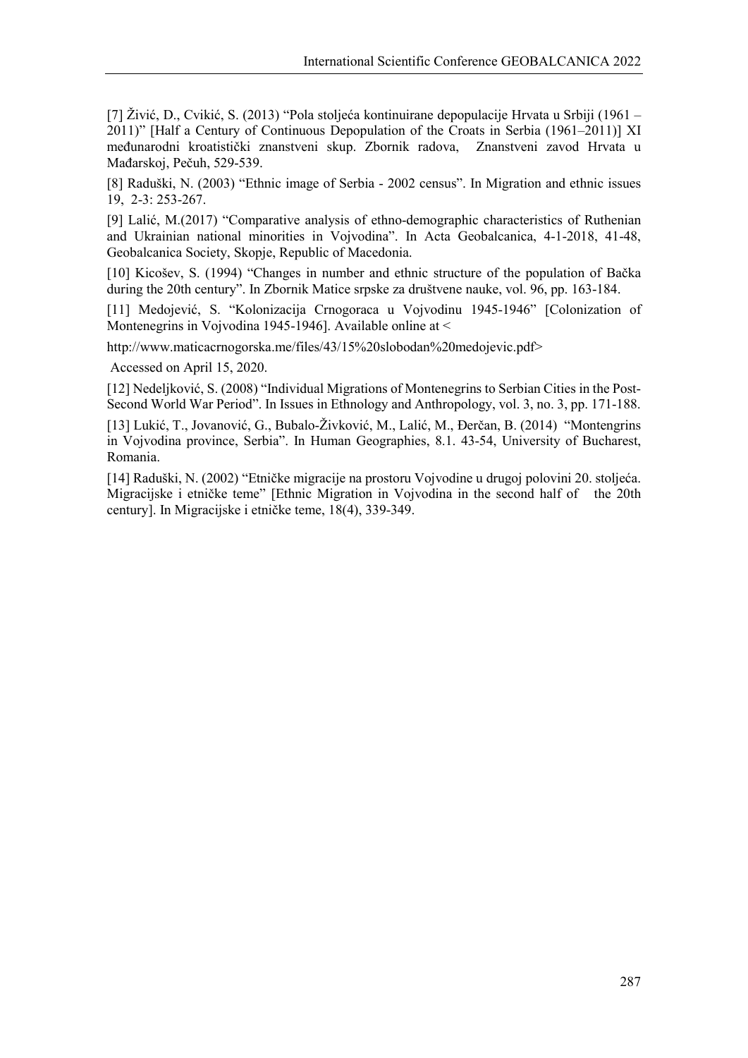[7] Živić, D., Cvikić, S. (2013) "Pola stoljeća kontinuirane depopulacije Hrvata u Srbiji (1961 – 2011)" [Half a Century of Continuous Depopulation of the Croats in Serbia (1961–2011)] XI međunarodni kroatistički znanstveni skup. Zbornik radova, Znanstveni zavod Hrvata u Mađarskoj, Pečuh, 529-539.

[8] Raduški, N. (2003) "Ethnic image of Serbia - 2002 census". In Migration and ethnic issues 19, 2-3: 253-267.

[9] Lalić, M.(2017) "Comparative analysis of ethno-demographic characteristics of Ruthenian and Ukrainian national minorities in Vojvodina". In Acta Geobalcanica, 4-1-2018, 41-48, Geobalcanica Society, Skopje, Republic of Macedonia.

[10] Kicošev, S. (1994) "Changes in number and ethnic structure of the population of Bačka during the 20th century". In Zbornik Matice srpske za društvene nauke, vol. 96, pp. 163-184.

[11] Medojević, S. "Kolonizacija Crnogoraca u Vojvodinu 1945-1946" [Colonization of Montenegrins in Vojvodina 1945-1946]. Available online at <

http://www.maticacrnogorska.me/files/43/15%20slobodan%20medojevic.pdf>

Accessed on April 15, 2020.

[12] Nedeljković, S. (2008) "Individual Migrations of Montenegrins to Serbian Cities in the Post-Second World War Period". In Issues in Ethnology and Anthropology, vol. 3, no. 3, pp. 171-188.

[13] Lukić, T., Jovanović, G., Bubalo-Živković, M., Lalić, M., Đerčan, B. (2014) "Montengrins in Vojvodina province, Serbia". In Human Geographies, 8.1. 43-54, University of Bucharest, Romania.

[14] Raduški, N. (2002) "Etničke migracije na prostoru Vojvodine u drugoj polovini 20. stoljeća. Migracijske i etničke teme" [Ethnic Migration in Vojvodina in the second half of the 20th century]. In Migracijske i etničke teme, 18(4), 339-349.